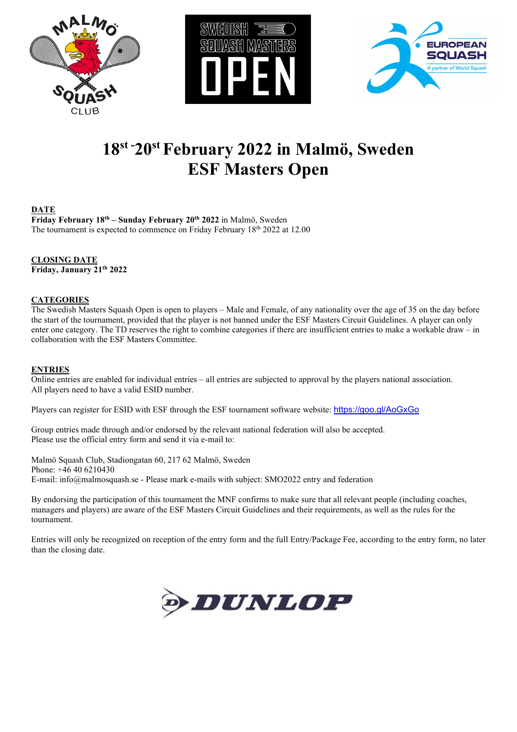# 18st -20st February 2022 in Malmö, Sweden
# ESF Masters Open

**DATE**

**Friday February 18th – Sunday February 20th 2022** in Malmö, Sweden
The tournament is expected to commence on Friday February 18th 2022 at 12.00

**CLOSING DATE**

**Friday, January 21th 2022**

**CATEGORIES**

The Swedish Masters Squash Open is open to players – Male and Female, of any nationality over the age of 35 on the day before the start of the tournament, provided that the player is not banned under the ESF Masters Circuit Guidelines. A player can only enter one category. The TD reserves the right to combine categories if there are insufficient entries to make a workable draw – in collaboration with the ESF Masters Committee.

**ENTRIES**

Online entries are enabled for individual entries – all entries are subjected to approval by the players national association.
All players need to have a valid ESID number.

Players can register for ESID with ESF through the ESF tournament software website: https://goo.gl/AoGxGo

Group entries made through and/or endorsed by the relevant national federation will also be accepted.
Please use the official entry form and send it via e-mail to:

Malmö Squash Club, Stadiongatan 60, 217 62 Malmö, Sweden
Phone: +46 40 6210430
E-mail: info@malmosquash.se - Please mark e-mails with subject: SMO2022 entry and federation

By endorsing the participation of this tournament the MNF confirms to make sure that all relevant people (including coaches, managers and players) are aware of the ESF Masters Circuit Guidelines and their requirements, as well as the rules for the tournament.

Entries will only be recognized on reception of the entry form and the full Entry/Package Fee, according to the entry form, no later than the closing date.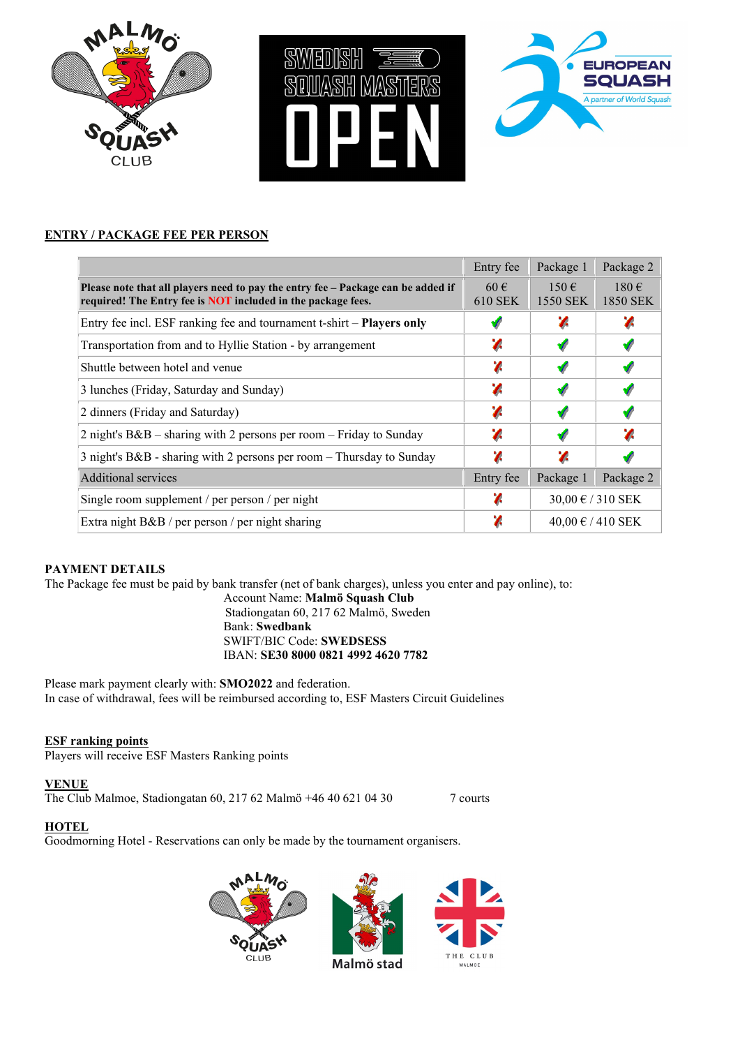## ENTRY / PACKAGE FEE PER PERSON

| | Entry fee | Package 1 | Package 2 |
|---|---|---|---|
| **Please note that all players need to pay the entry fee – Package can be added if required! The Entry fee is NOT included in the package fees.** | 60 € 610 SEK | 150 € 1550 SEK | 180 € 1850 SEK |
| Entry fee incl. ESF ranking fee and tournament t-shirt – **Players only** | ✓ | ✗ | ✗ |
| Transportation from and to Hyllie Station - by arrangement | ✗ | ✓ | ✓ |
| Shuttle between hotel and venue | ✗ | ✓ | ✓ |
| 3 lunches (Friday, Saturday and Sunday) | ✗ | ✓ | ✓ |
| 2 dinners (Friday and Saturday) | ✗ | ✓ | ✓ |
| 2 night's B&B – sharing with 2 persons per room – Friday to Sunday | ✗ | ✓ | ✗ |
| 3 night's B&B - sharing with 2 persons per room – Thursday to Sunday | ✗ | ✗ | ✓ |
| Additional services | Entry fee | Package 1 | Package 2 |
| Single room supplement / per person / per night | ✗ | 30,00 € / 310 SEK | |
| Extra night B&B / per person / per night sharing | ✗ | 40,00 € / 410 SEK | |

**PAYMENT DETAILS**

The Package fee must be paid by bank transfer (net of bank charges), unless you enter and pay online), to:

Account Name: **Malmö Squash Club**
Stadiongatan 60, 217 62 Malmö, Sweden
Bank: **Swedbank**
SWIFT/BIC Code: **SWEDSESS**
IBAN: **SE30 8000 0821 4992 4620 7782**

Please mark payment clearly with: **SMO2022** and federation.
In case of withdrawal, fees will be reimbursed according to, ESF Masters Circuit Guidelines

**ESF ranking points**

Players will receive ESF Masters Ranking points

**VENUE**

The Club Malmoe, Stadiongatan 60, 217 62 Malmö +46 40 621 04 30 7 courts

**HOTEL**

Goodmorning Hotel - Reservations can only be made by the tournament organisers.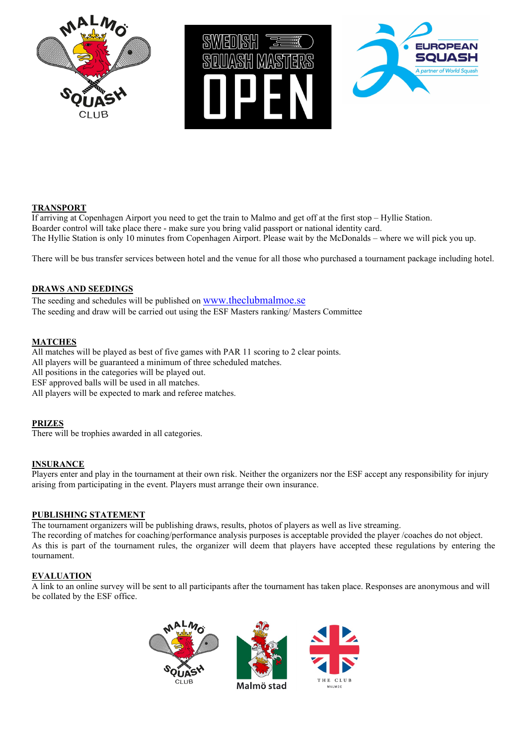## TRANSPORT

If arriving at Copenhagen Airport you need to get the train to Malmo and get off at the first stop – Hyllie Station.
Boarder control will take place there - make sure you bring valid passport or national identity card.
The Hyllie Station is only 10 minutes from Copenhagen Airport. Please wait by the McDonalds – where we will pick you up.

There will be bus transfer services between hotel and the venue for all those who purchased a tournament package including hotel.

## DRAWS AND SEEDINGS

The seeding and schedules will be published on www.theclubmalmoe.se
The seeding and draw will be carried out using the ESF Masters ranking/ Masters Committee

## MATCHES

All matches will be played as best of five games with PAR 11 scoring to 2 clear points.
All players will be guaranteed a minimum of three scheduled matches.
All positions in the categories will be played out.
ESF approved balls will be used in all matches.
All players will be expected to mark and referee matches.

## PRIZES

There will be trophies awarded in all categories.

## INSURANCE

Players enter and play in the tournament at their own risk. Neither the organizers nor the ESF accept any responsibility for injury arising from participating in the event. Players must arrange their own insurance.

## PUBLISHING STATEMENT

The tournament organizers will be publishing draws, results, photos of players as well as live streaming.
The recording of matches for coaching/performance analysis purposes is acceptable provided the player /coaches do not object.
As this is part of the tournament rules, the organizer will deem that players have accepted these regulations by entering the tournament.

## EVALUATION

A link to an online survey will be sent to all participants after the tournament has taken place. Responses are anonymous and will be collated by the ESF office.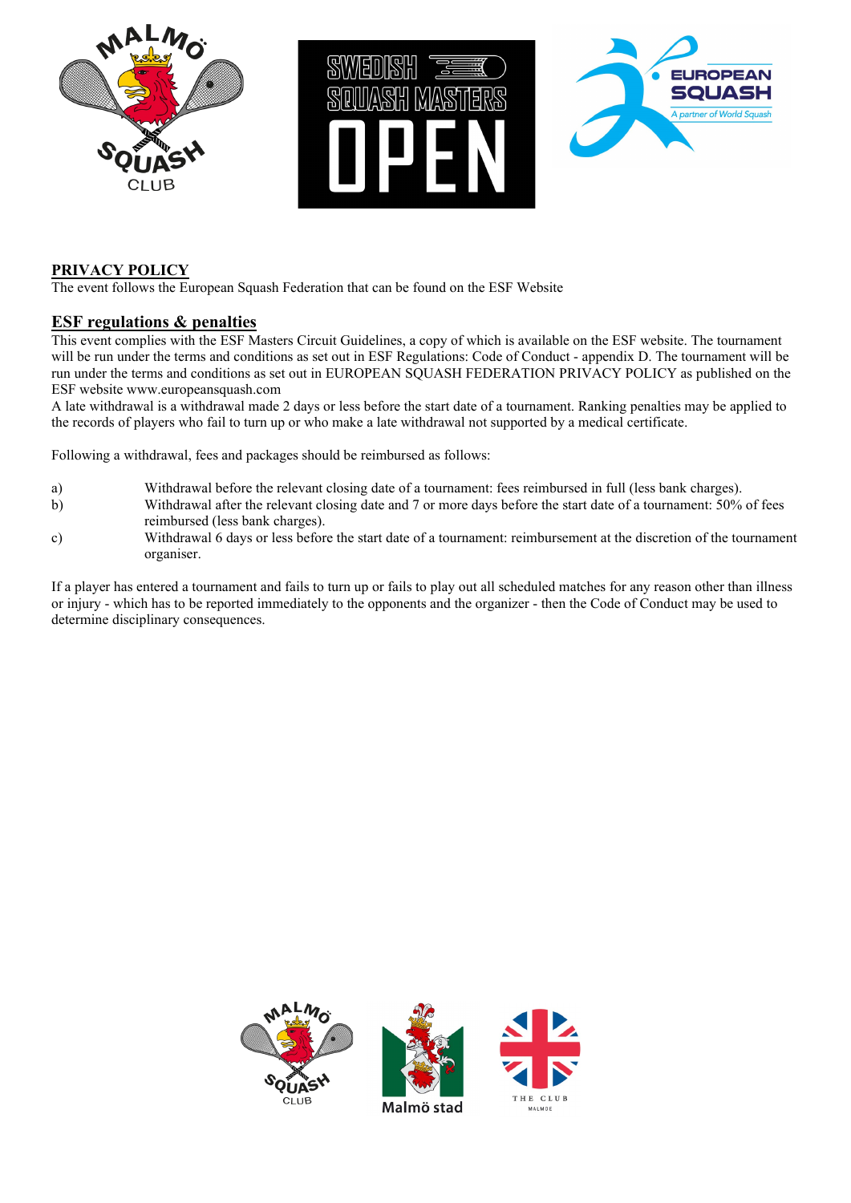## PRIVACY POLICY

The event follows the European Squash Federation that can be found on the ESF Website

## ESF regulations & penalties

This event complies with the ESF Masters Circuit Guidelines, a copy of which is available on the ESF website. The tournament will be run under the terms and conditions as set out in ESF Regulations: Code of Conduct - appendix D. The tournament will be run under the terms and conditions as set out in EUROPEAN SQUASH FEDERATION PRIVACY POLICY as published on the ESF website www.europeansquash.com

A late withdrawal is a withdrawal made 2 days or less before the start date of a tournament. Ranking penalties may be applied to the records of players who fail to turn up or who make a late withdrawal not supported by a medical certificate.

Following a withdrawal, fees and packages should be reimbursed as follows:

a) Withdrawal before the relevant closing date of a tournament: fees reimbursed in full (less bank charges).

b) Withdrawal after the relevant closing date and 7 or more days before the start date of a tournament: 50% of fees reimbursed (less bank charges).

c) Withdrawal 6 days or less before the start date of a tournament: reimbursement at the discretion of the tournament organiser.

If a player has entered a tournament and fails to turn up or fails to play out all scheduled matches for any reason other than illness or injury - which has to be reported immediately to the opponents and the organizer - then the Code of Conduct may be used to determine disciplinary consequences.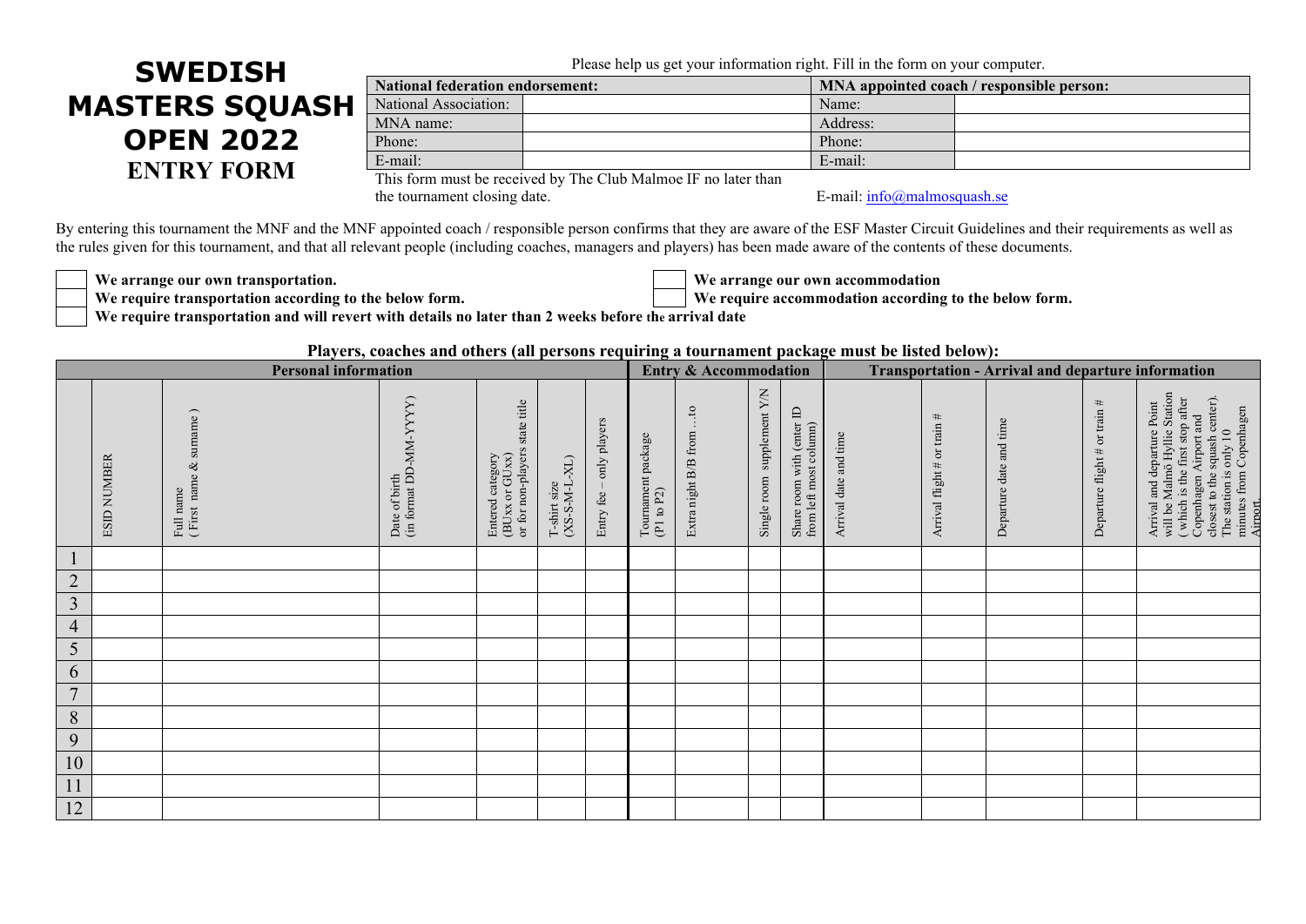# SWEDISH MASTERS SQUASH OPEN 2022

## ENTRY FORM

Please help us get your information right. Fill in the form on your computer.

| National federation endorsement: | | MNA appointed coach / responsible person: | |
|---|---|---|---|
| National Association: | | Name: | |
| MNA name: | | Address: | |
| Phone: | | Phone: | |
| E-mail: | | E-mail: | |

This form must be received by The Club Malmoe IF no later than the tournament closing date.

E-mail: info@malmosquash.se

By entering this tournament the MNF and the MNF appointed coach / responsible person confirms that they are aware of the ESF Master Circuit Guidelines and their requirements as well as the rules given for this tournament, and that all relevant people (including coaches, managers and players) has been made aware of the contents of these documents.

- [ ] **We arrange our own transportation.**
- [ ] **We require transportation according to the below form.**
- [ ] **We require transportation and will revert with details no later than 2 weeks before the arrival date**

- [ ] **We arrange our own accommodation**
- [ ] **We require accommodation according to the below form.**

**Players, coaches and others (all persons requiring a tournament package must be listed below):**

| Personal information | | | | | | | Entry & Accommodation | | | | Transportation - Arrival and departure information | | | | |
|---|---|---|---|---|---|---|---|---|---|---|---|---|---|---|---|
| | ESID NUMBER | Full name ( First name & surname ) | Date of birth (in format DD-MM-YYYY) | Entered category (BUxx or GUxx) or for non-players state title | T-shirt size (XS-S-M-L-XL) | Entry fee – only players | Tournament package (P1 to P2) | Extra night B/B from …to | Single room supplement Y/N | Share room with (enter ID from left most column) | Arrival date and time | Arrival flight # or train # | Departure date and time | Departure flight # or train # | Arrival and departure Point will be Malmö Hyllie Station ( which is the first stop after Copenhagen Airport and closest to the squash center). The station is only 10 minutes from Copenhagen Airport. |
| 1 | | | | | | | | | | | | | | | |
| 2 | | | | | | | | | | | | | | | |
| 3 | | | | | | | | | | | | | | | |
| 4 | | | | | | | | | | | | | | | |
| 5 | | | | | | | | | | | | | | | |
| 6 | | | | | | | | | | | | | | | |
| 7 | | | | | | | | | | | | | | | |
| 8 | | | | | | | | | | | | | | | |
| 9 | | | | | | | | | | | | | | | |
| 10 | | | | | | | | | | | | | | | |
| 11 | | | | | | | | | | | | | | | |
| 12 | | | | | | | | | | | | | | | |